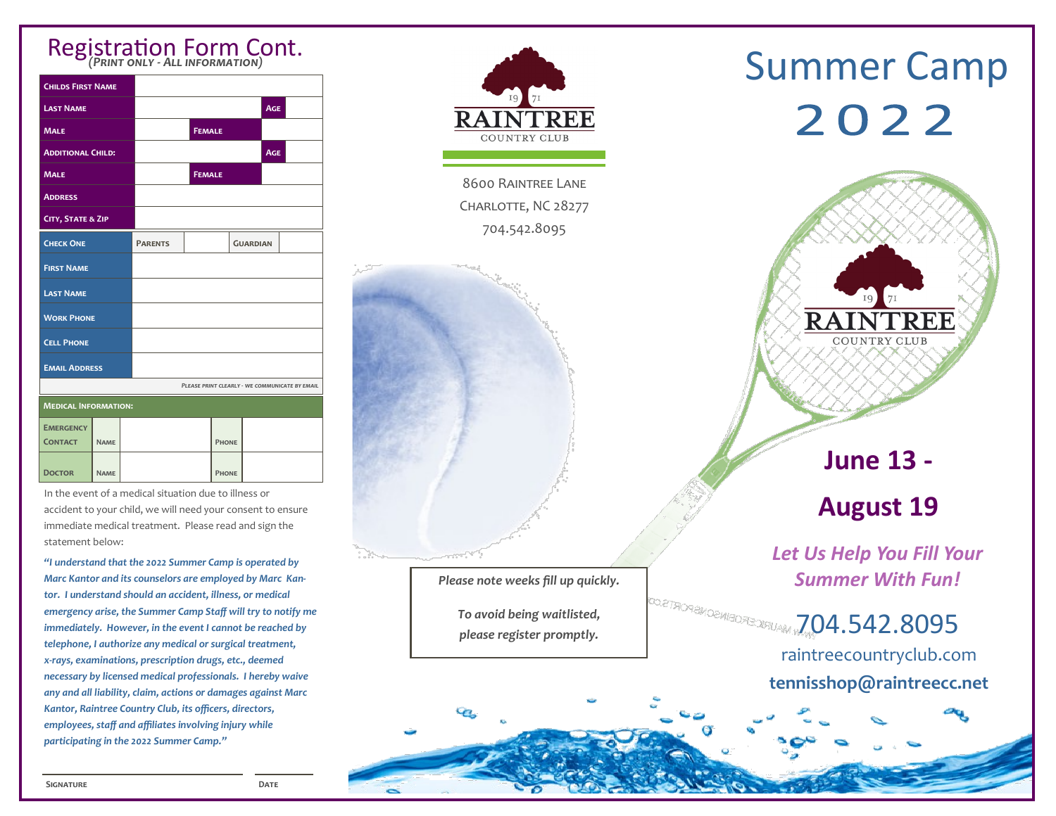## Registration Form Cont.

*(Print only - All information)*

| | | | | |
|---|---|---|---|---|
| Childs First Name | | | | |
| Last Name | | | Age | |
| Male | | Female | | |
| Additional Child: | | | Age | |
| Male | | Female | | |
| Address | | | | |
| City, State & Zip | | | | |

| | | | | |
|---|---|---|---|---|
| Check One | Parents | | Guardian | |
| First Name | | | | |
| Last Name | | | | |
| Work Phone | | | | |
| Cell Phone | | | | |
| Email Address | | | | |

*Please print clearly - we communicate by email*

| Medical Information: | | | | |
|---|---|---|---|---|
| Emergency Contact | Name | | Phone | |
| Doctor | Name | | Phone | |

In the event of a medical situation due to illness or accident to your child, we will need your consent to ensure immediate medical treatment. Please read and sign the statement below:

***"I understand that the 2022 Summer Camp is operated by Marc Kantor and its counselors are employed by Marc Kantor. I understand should an accident, illness, or medical emergency arise, the Summer Camp Staff will try to notify me immediately. However, in the event I cannot be reached by telephone, I authorize any medical or surgical treatment, x-rays, examinations, prescription drugs, etc., deemed necessary by licensed medical professionals. I hereby waive any and all liability, claim, actions or damages against Marc Kantor, Raintree Country Club, its officers, directors, employees, staff and affiliates involving injury while participating in the 2022 Summer Camp."***

Signature ____________________ Date __________

---

1971 RAINTREE COUNTRY CLUB

8600 Raintree Lane
Charlotte, NC 28277
704.542.8095

*Please note weeks fill up quickly.*

*To avoid being waitlisted, please register promptly.*

---

# Summer Camp 2022

1971 RAINTREE COUNTRY CLUB

## June 13 - August 19

***Let Us Help You Fill Your Summer With Fun!***

704.542.8095
raintreecountryclub.com
**tennisshop@raintreecc.net**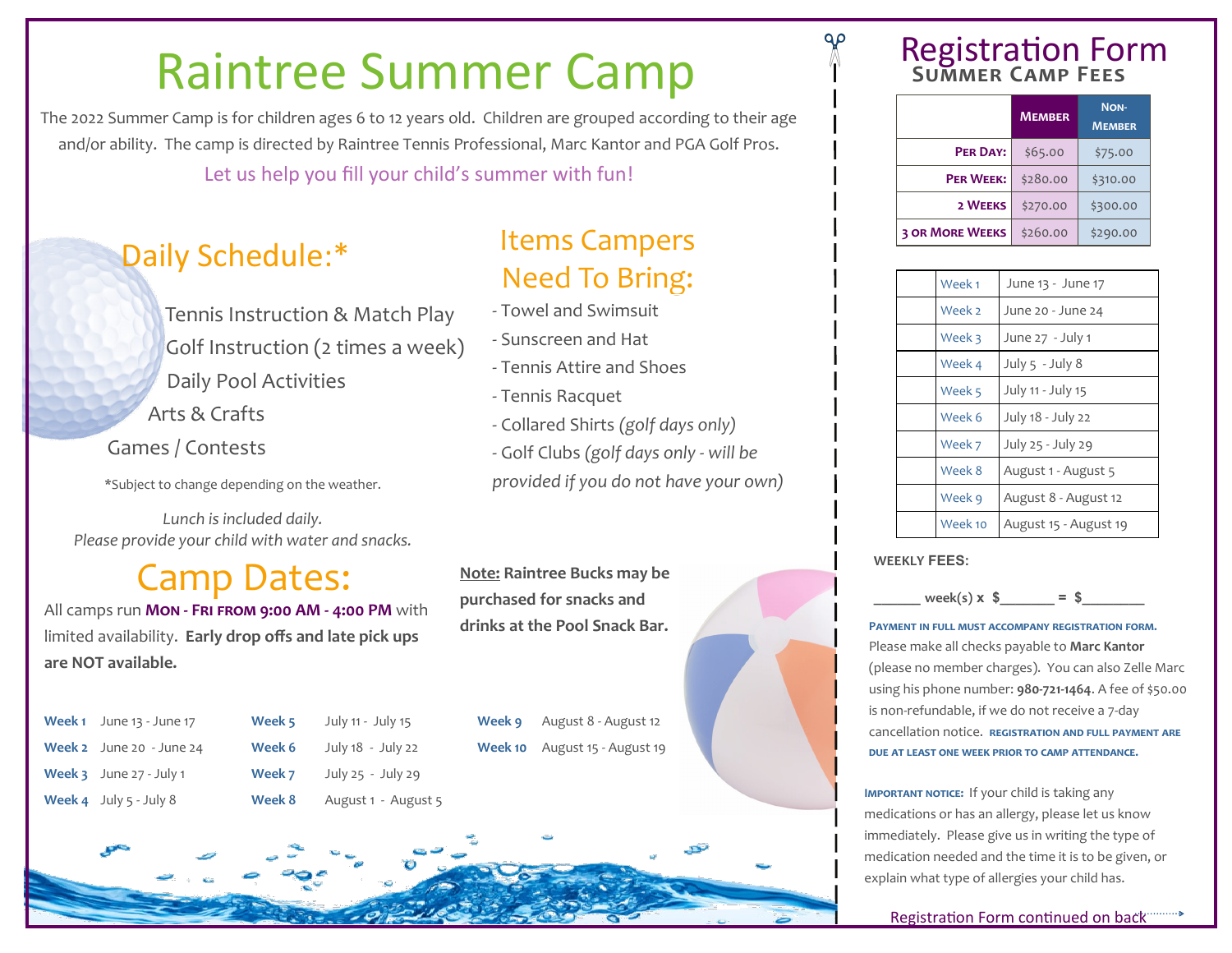# Raintree Summer Camp

The 2022 Summer Camp is for children ages 6 to 12 years old. Children are grouped according to their age and/or ability. The camp is directed by Raintree Tennis Professional, Marc Kantor and PGA Golf Pros.

Let us help you fill your child's summer with fun!

## Daily Schedule:*

- Tennis Instruction & Match Play
- Golf Instruction (2 times a week)
- Daily Pool Activities
- Arts & Crafts
- Games / Contests

*Subject to change depending on the weather.

*Lunch is included daily.*
*Please provide your child with water and snacks.*

## Items Campers Need To Bring:

- Towel and Swimsuit
- Sunscreen and Hat
- Tennis Attire and Shoes
- Tennis Racquet
- Collared Shirts *(golf days only)*
- Golf Clubs *(golf days only - will be provided if you do not have your own)*

## Camp Dates:

All camps run **Mon - Fri from 9:00 AM - 4:00 PM** with limited availability. **Early drop offs and late pick ups are NOT available.**

**Note: Raintree Bucks may be purchased for snacks and drinks at the Pool Snack Bar.**

**Week 1** June 13 - June 17
**Week 2** June 20 - June 24
**Week 3** June 27 - July 1
**Week 4** July 5 - July 8
**Week 5** July 11 - July 15
**Week 6** July 18 - July 22
**Week 7** July 25 - July 29
**Week 8** August 1 - August 5
**Week 9** August 8 - August 12
**Week 10** August 15 - August 19

# Registration Form

## Summer Camp Fees

| | Member | Non-Member |
|---|---|---|
| **Per Day:** | $65.00 | $75.00 |
| **Per Week:** | $280.00 | $310.00 |
| **2 Weeks** | $270.00 | $300.00 |
| **3 or More Weeks** | $260.00 | $290.00 |

| | | |
|---|---|---|
| | Week 1 | June 13 - June 17 |
| | Week 2 | June 20 - June 24 |
| | Week 3 | June 27 - July 1 |
| | Week 4 | July 5 - July 8 |
| | Week 5 | July 11 - July 15 |
| | Week 6 | July 18 - July 22 |
| | Week 7 | July 25 - July 29 |
| | Week 8 | August 1 - August 5 |
| | Week 9 | August 8 - August 12 |
| | Week 10 | August 15 - August 19 |

**WEEKLY FEES:**

**______ week(s) x $_______ = $________**

**PAYMENT IN FULL MUST ACCOMPANY REGISTRATION FORM.** Please make all checks payable to **Marc Kantor** (please no member charges). You can also Zelle Marc using his phone number: **980-721-1464**. A fee of $50.00 is non-refundable, if we do not receive a 7-day cancellation notice. **REGISTRATION AND FULL PAYMENT ARE DUE AT LEAST ONE WEEK PRIOR TO CAMP ATTENDANCE.**

**IMPORTANT NOTICE:** If your child is taking any medications or has an allergy, please let us know immediately. Please give us in writing the type of medication needed and the time it is to be given, or explain what type of allergies your child has.

Registration Form continued on back